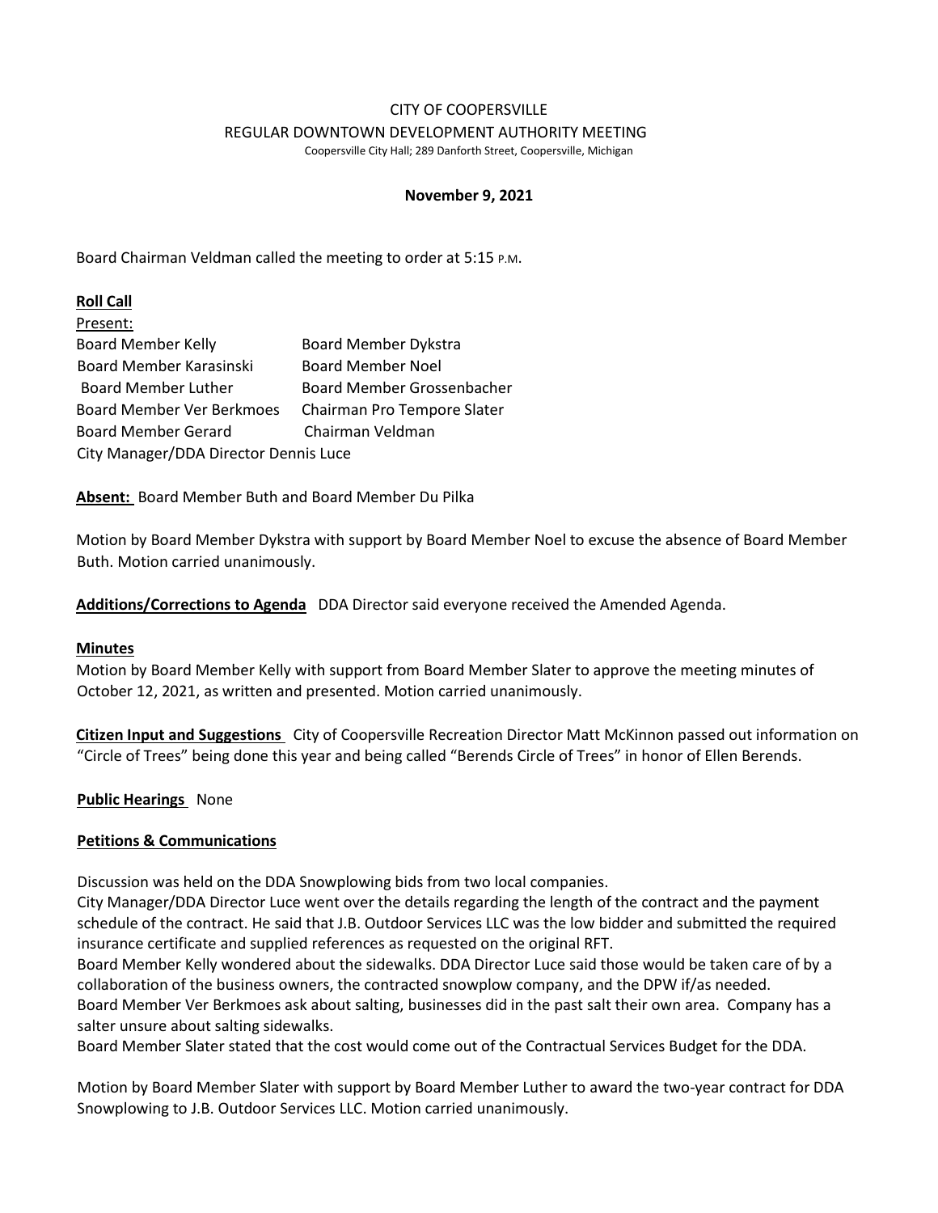# CITY OF COOPERSVILLE

## REGULAR DOWNTOWN DEVELOPMENT AUTHORITY MEETING

Coopersville City Hall; 289 Danforth Street, Coopersville, Michigan

**November 9, 2021**

Board Chairman Veldman called the meeting to order at 5:15 P.M.

**Roll Call**

Present:

| | |
|---|---|
| Board Member Kelly | Board Member Dykstra |
| Board Member Karasinski | Board Member Noel |
| Board Member Luther | Board Member Grossenbacher |
| Board Member Ver Berkmoes | Chairman Pro Tempore Slater |
| Board Member Gerard | Chairman Veldman |

City Manager/DDA Director Dennis Luce

**Absent:** Board Member Buth and Board Member Du Pilka

Motion by Board Member Dykstra with support by Board Member Noel to excuse the absence of Board Member Buth. Motion carried unanimously.

**Additions/Corrections to Agenda** DDA Director said everyone received the Amended Agenda.

**Minutes**

Motion by Board Member Kelly with support from Board Member Slater to approve the meeting minutes of October 12, 2021, as written and presented. Motion carried unanimously.

**Citizen Input and Suggestions** City of Coopersville Recreation Director Matt McKinnon passed out information on "Circle of Trees" being done this year and being called "Berends Circle of Trees" in honor of Ellen Berends.

**Public Hearings** None

**Petitions & Communications**

Discussion was held on the DDA Snowplowing bids from two local companies.

City Manager/DDA Director Luce went over the details regarding the length of the contract and the payment schedule of the contract. He said that J.B. Outdoor Services LLC was the low bidder and submitted the required insurance certificate and supplied references as requested on the original RFT.

Board Member Kelly wondered about the sidewalks. DDA Director Luce said those would be taken care of by a collaboration of the business owners, the contracted snowplow company, and the DPW if/as needed.

Board Member Ver Berkmoes ask about salting, businesses did in the past salt their own area. Company has a salter unsure about salting sidewalks.

Board Member Slater stated that the cost would come out of the Contractual Services Budget for the DDA.

Motion by Board Member Slater with support by Board Member Luther to award the two-year contract for DDA Snowplowing to J.B. Outdoor Services LLC. Motion carried unanimously.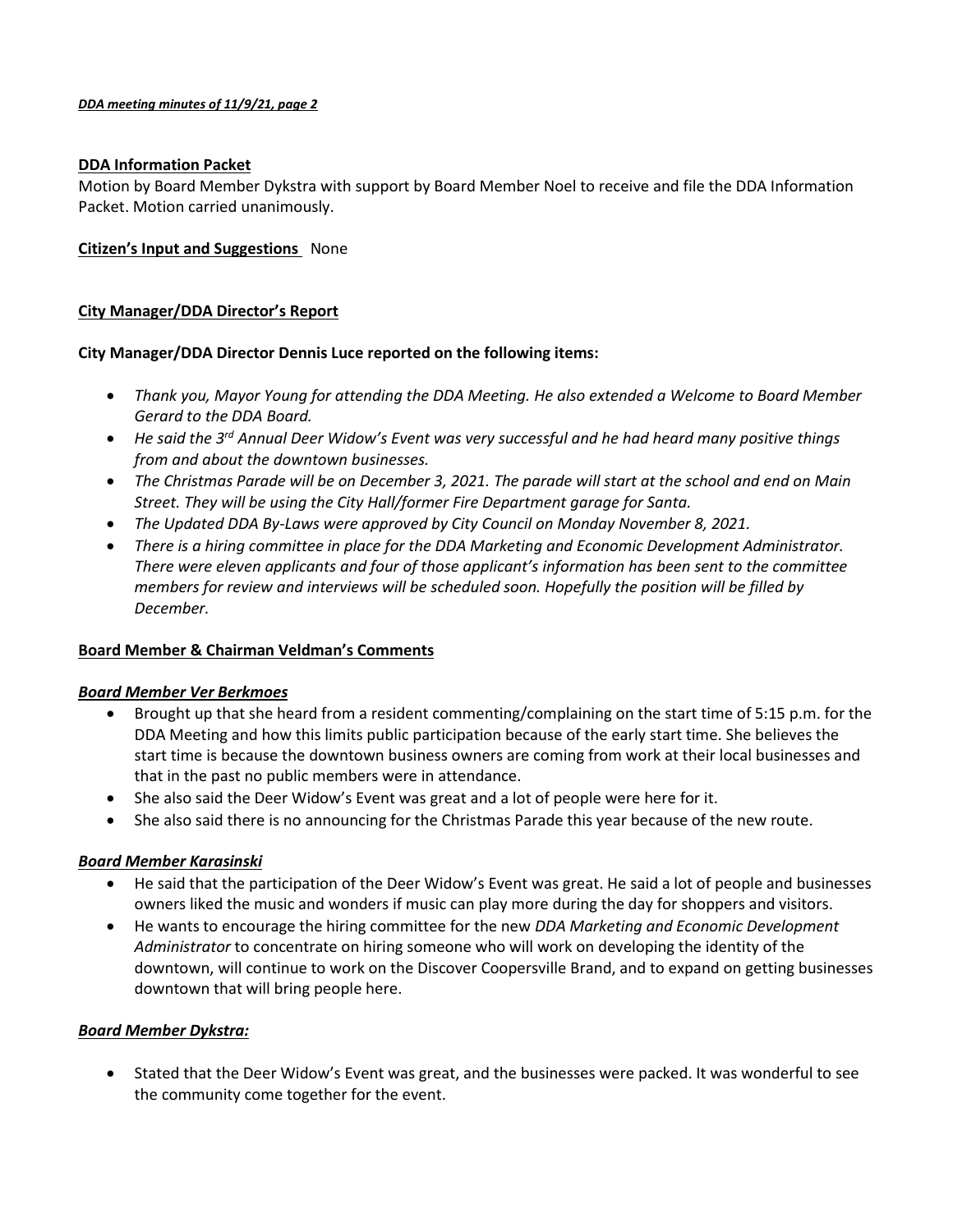**DDA Information Packet**
Motion by Board Member Dykstra with support by Board Member Noel to receive and file the DDA Information Packet. Motion carried unanimously.

**Citizen's Input and Suggestions** None

**City Manager/DDA Director's Report**

**City Manager/DDA Director Dennis Luce reported on the following items:**

- *Thank you, Mayor Young for attending the DDA Meeting. He also extended a Welcome to Board Member Gerard to the DDA Board.*
- *He said the 3rd Annual Deer Widow's Event was very successful and he had heard many positive things from and about the downtown businesses.*
- *The Christmas Parade will be on December 3, 2021. The parade will start at the school and end on Main Street. They will be using the City Hall/former Fire Department garage for Santa.*
- *The Updated DDA By-Laws were approved by City Council on Monday November 8, 2021.*
- *There is a hiring committee in place for the DDA Marketing and Economic Development Administrator. There were eleven applicants and four of those applicant's information has been sent to the committee members for review and interviews will be scheduled soon. Hopefully the position will be filled by December.*

**Board Member & Chairman Veldman's Comments**

***Board Member Ver Berkmoes***

- Brought up that she heard from a resident commenting/complaining on the start time of 5:15 p.m. for the DDA Meeting and how this limits public participation because of the early start time. She believes the start time is because the downtown business owners are coming from work at their local businesses and that in the past no public members were in attendance.
- She also said the Deer Widow's Event was great and a lot of people were here for it.
- She also said there is no announcing for the Christmas Parade this year because of the new route.

***Board Member Karasinski***

- He said that the participation of the Deer Widow's Event was great. He said a lot of people and businesses owners liked the music and wonders if music can play more during the day for shoppers and visitors.
- He wants to encourage the hiring committee for the new *DDA Marketing and Economic Development Administrator* to concentrate on hiring someone who will work on developing the identity of the downtown, will continue to work on the Discover Coopersville Brand, and to expand on getting businesses downtown that will bring people here.

***Board Member Dykstra:***

- Stated that the Deer Widow's Event was great, and the businesses were packed. It was wonderful to see the community come together for the event.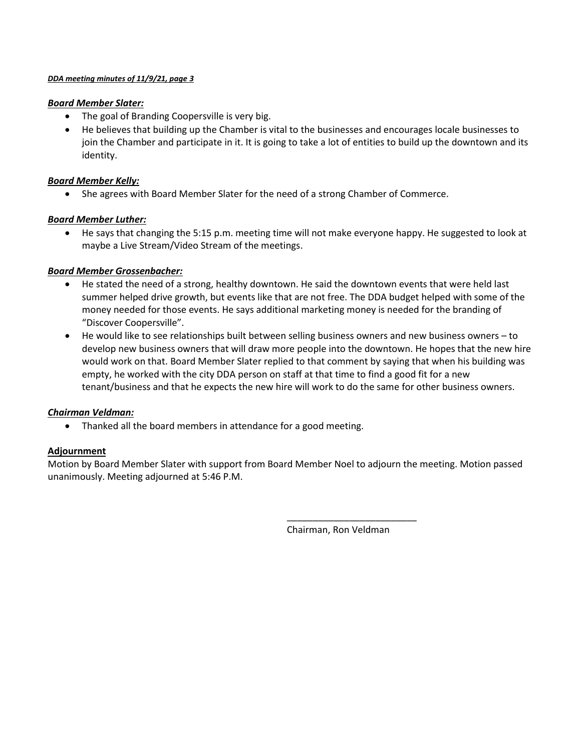***Board Member Slater:***

- The goal of Branding Coopersville is very big.
- He believes that building up the Chamber is vital to the businesses and encourages locale businesses to join the Chamber and participate in it. It is going to take a lot of entities to build up the downtown and its identity.

***Board Member Kelly:***

- She agrees with Board Member Slater for the need of a strong Chamber of Commerce.

***Board Member Luther:***

- He says that changing the 5:15 p.m. meeting time will not make everyone happy. He suggested to look at maybe a Live Stream/Video Stream of the meetings.

***Board Member Grossenbacher:***

- He stated the need of a strong, healthy downtown. He said the downtown events that were held last summer helped drive growth, but events like that are not free. The DDA budget helped with some of the money needed for those events. He says additional marketing money is needed for the branding of "Discover Coopersville".
- He would like to see relationships built between selling business owners and new business owners – to develop new business owners that will draw more people into the downtown. He hopes that the new hire would work on that. Board Member Slater replied to that comment by saying that when his building was empty, he worked with the city DDA person on staff at that time to find a good fit for a new tenant/business and that he expects the new hire will work to do the same for other business owners.

***Chairman Veldman:***

- Thanked all the board members in attendance for a good meeting.

**Adjournment**

Motion by Board Member Slater with support from Board Member Noel to adjourn the meeting. Motion passed unanimously. Meeting adjourned at 5:46 P.M.

_________________________
Chairman, Ron Veldman